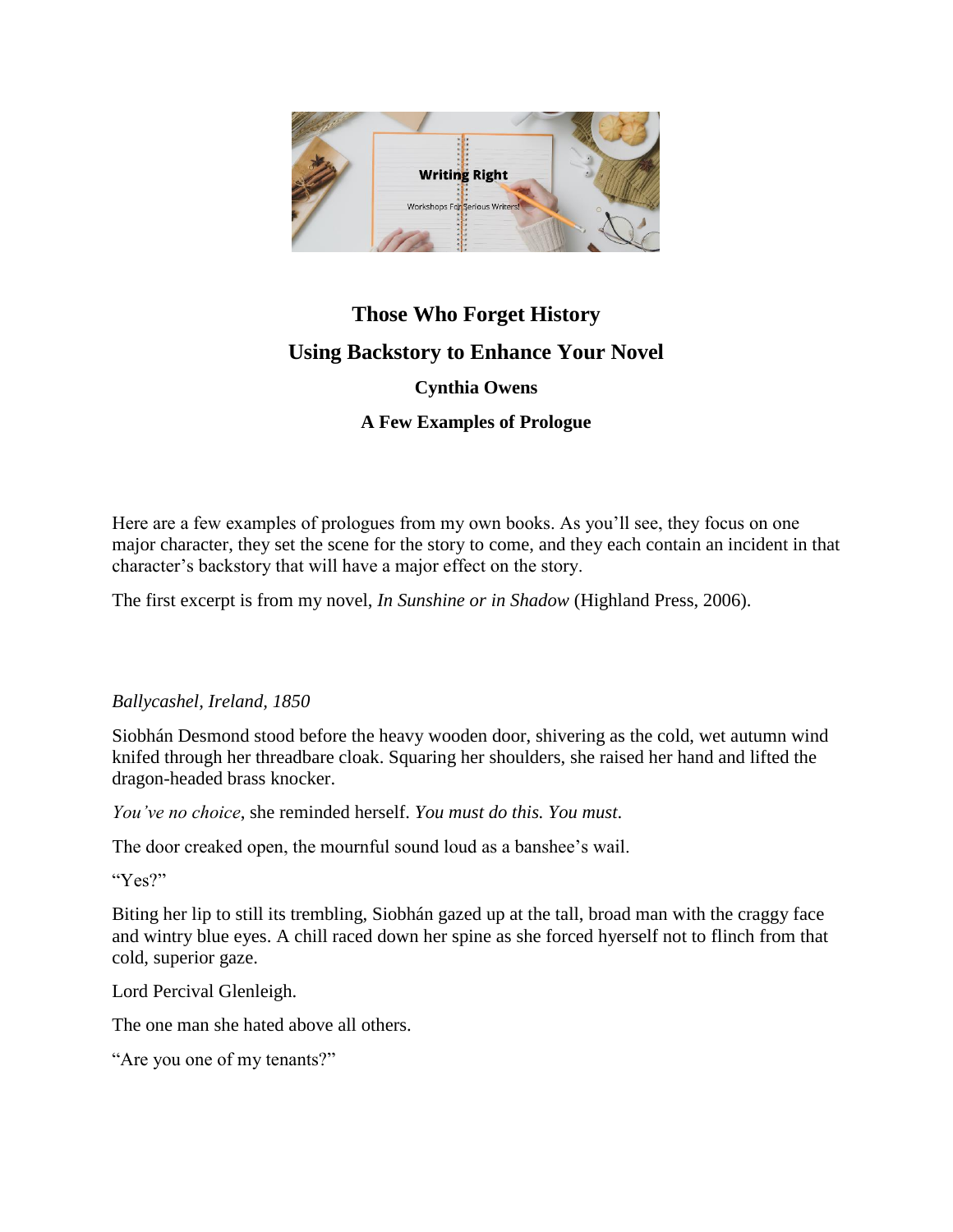# Those Who Forget History

## Using Backstory to Enhance Your Novel

### Cynthia Owens

### A Few Examples of Prologue

Here are a few examples of prologues from my own books. As you'll see, they focus on one major character, they set the scene for the story to come, and they each contain an incident in that character's backstory that will have a major effect on the story.

The first excerpt is from my novel, *In Sunshine or in Shadow* (Highland Press, 2006).

*Ballycashel, Ireland, 1850*

Siobhán Desmond stood before the heavy wooden door, shivering as the cold, wet autumn wind knifed through her threadbare cloak. Squaring her shoulders, she raised her hand and lifted the dragon-headed brass knocker.

*You've no choice*, she reminded herself. *You must do this. You must.*

The door creaked open, the mournful sound loud as a banshee's wail.

"Yes?"

Biting her lip to still its trembling, Siobhán gazed up at the tall, broad man with the craggy face and wintry blue eyes. A chill raced down her spine as she forced hyerself not to flinch from that cold, superior gaze.

Lord Percival Glenleigh.

The one man she hated above all others.

"Are you one of my tenants?"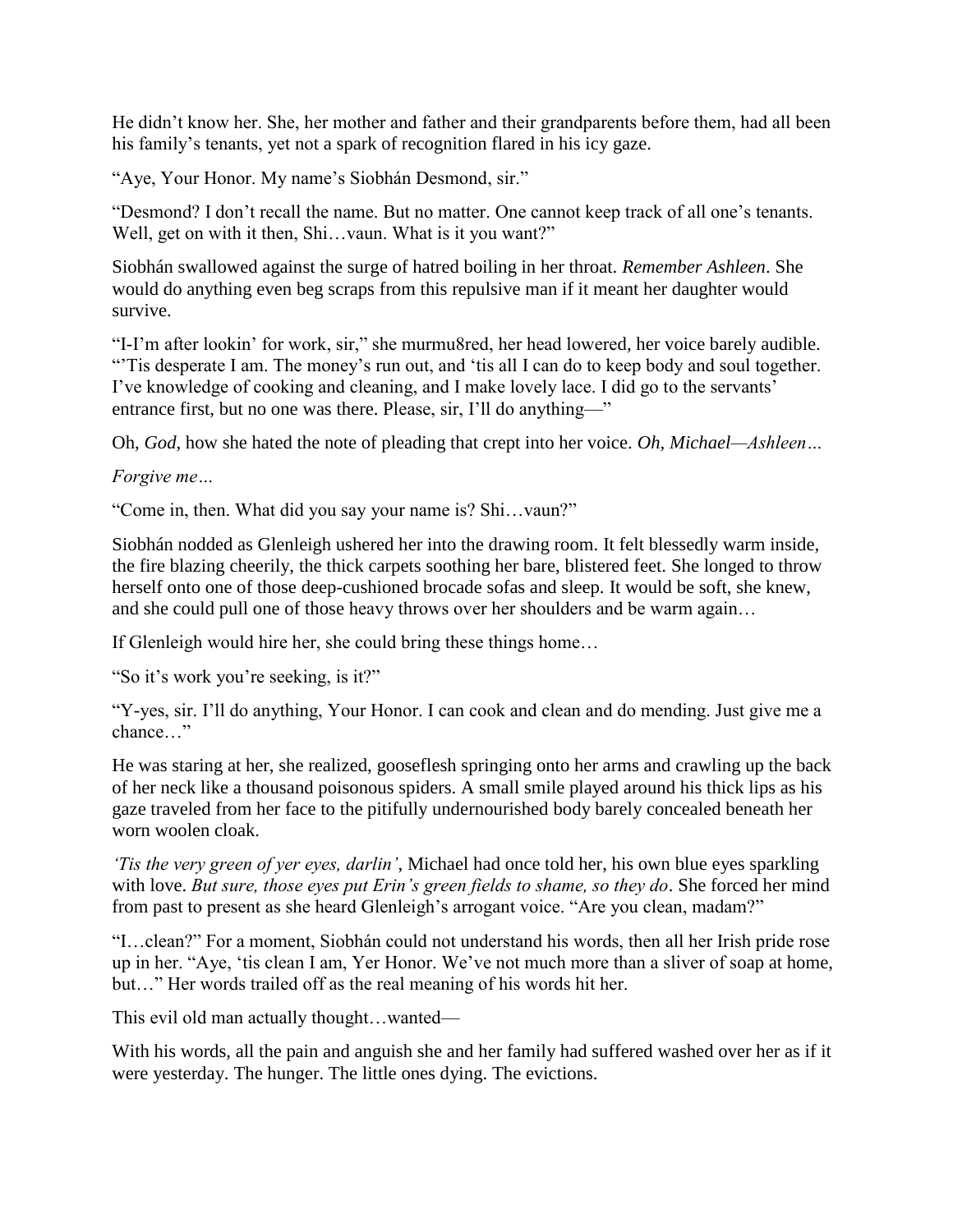He didn't know her. She, her mother and father and their grandparents before them, had all been his family's tenants, yet not a spark of recognition flared in his icy gaze.

"Aye, Your Honor. My name's Siobhán Desmond, sir."

"Desmond? I don't recall the name. But no matter. One cannot keep track of all one's tenants. Well, get on with it then, Shi…vaun. What is it you want?"

Siobhán swallowed against the surge of hatred boiling in her throat. *Remember Ashleen*. She would do anything even beg scraps from this repulsive man if it meant her daughter would survive.

"I-I'm after lookin' for work, sir," she murmu8red, her head lowered, her voice barely audible. "'Tis desperate I am. The money's run out, and 'tis all I can do to keep body and soul together. I've knowledge of cooking and cleaning, and I make lovely lace. I did go to the servants' entrance first, but no one was there. Please, sir, I'll do anything—"

Oh, *God*, how she hated the note of pleading that crept into her voice. *Oh, Michael—Ashleen…*

*Forgive me…*

"Come in, then. What did you say your name is? Shi…vaun?"

Siobhán nodded as Glenleigh ushered her into the drawing room. It felt blessedly warm inside, the fire blazing cheerily, the thick carpets soothing her bare, blistered feet. She longed to throw herself onto one of those deep-cushioned brocade sofas and sleep. It would be soft, she knew, and she could pull one of those heavy throws over her shoulders and be warm again…

If Glenleigh would hire her, she could bring these things home…

"So it's work you're seeking, is it?"

"Y-yes, sir. I'll do anything, Your Honor. I can cook and clean and do mending. Just give me a chance…"

He was staring at her, she realized, gooseflesh springing onto her arms and crawling up the back of her neck like a thousand poisonous spiders. A small smile played around his thick lips as his gaze traveled from her face to the pitifully undernourished body barely concealed beneath her worn woolen cloak.

*'Tis the very green of yer eyes, darlin'*, Michael had once told her, his own blue eyes sparkling with love. *But sure, those eyes put Erin's green fields to shame, so they do*. She forced her mind from past to present as she heard Glenleigh's arrogant voice. "Are you clean, madam?"

"I…clean?" For a moment, Siobhán could not understand his words, then all her Irish pride rose up in her. "Aye, 'tis clean I am, Yer Honor. We've not much more than a sliver of soap at home, but…" Her words trailed off as the real meaning of his words hit her.

This evil old man actually thought…wanted—

With his words, all the pain and anguish she and her family had suffered washed over her as if it were yesterday. The hunger. The little ones dying. The evictions.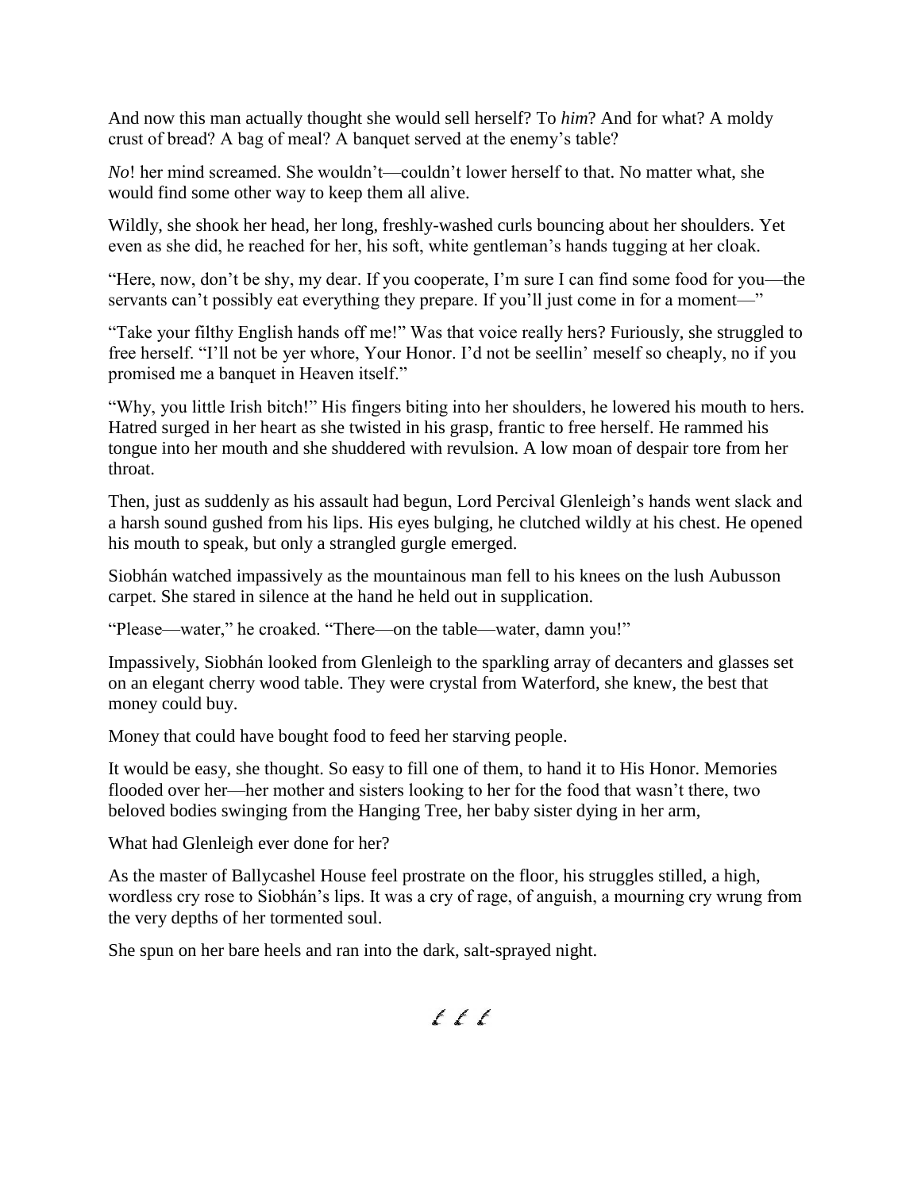And now this man actually thought she would sell herself? To *him*? And for what? A moldy crust of bread? A bag of meal? A banquet served at the enemy's table?

*No*! her mind screamed. She wouldn't—couldn't lower herself to that. No matter what, she would find some other way to keep them all alive.

Wildly, she shook her head, her long, freshly-washed curls bouncing about her shoulders. Yet even as she did, he reached for her, his soft, white gentleman's hands tugging at her cloak.

"Here, now, don't be shy, my dear. If you cooperate, I'm sure I can find some food for you—the servants can't possibly eat everything they prepare. If you'll just come in for a moment—"

"Take your filthy English hands off me!" Was that voice really hers? Furiously, she struggled to free herself. "I'll not be yer whore, Your Honor. I'd not be seellin' meself so cheaply, no if you promised me a banquet in Heaven itself."

"Why, you little Irish bitch!" His fingers biting into her shoulders, he lowered his mouth to hers. Hatred surged in her heart as she twisted in his grasp, frantic to free herself. He rammed his tongue into her mouth and she shuddered with revulsion. A low moan of despair tore from her throat.

Then, just as suddenly as his assault had begun, Lord Percival Glenleigh's hands went slack and a harsh sound gushed from his lips. His eyes bulging, he clutched wildly at his chest. He opened his mouth to speak, but only a strangled gurgle emerged.

Siobhán watched impassively as the mountainous man fell to his knees on the lush Aubusson carpet. She stared in silence at the hand he held out in supplication.

"Please—water," he croaked. "There—on the table—water, damn you!"

Impassively, Siobhán looked from Glenleigh to the sparkling array of decanters and glasses set on an elegant cherry wood table. They were crystal from Waterford, she knew, the best that money could buy.

Money that could have bought food to feed her starving people.

It would be easy, she thought. So easy to fill one of them, to hand it to His Honor. Memories flooded over her—her mother and sisters looking to her for the food that wasn't there, two beloved bodies swinging from the Hanging Tree, her baby sister dying in her arm,

What had Glenleigh ever done for her?

As the master of Ballycashel House feel prostrate on the floor, his struggles stilled, a high, wordless cry rose to Siobhán's lips. It was a cry of rage, of anguish, a mourning cry wrung from the very depths of her tormented soul.

She spun on her bare heels and ran into the dark, salt-sprayed night.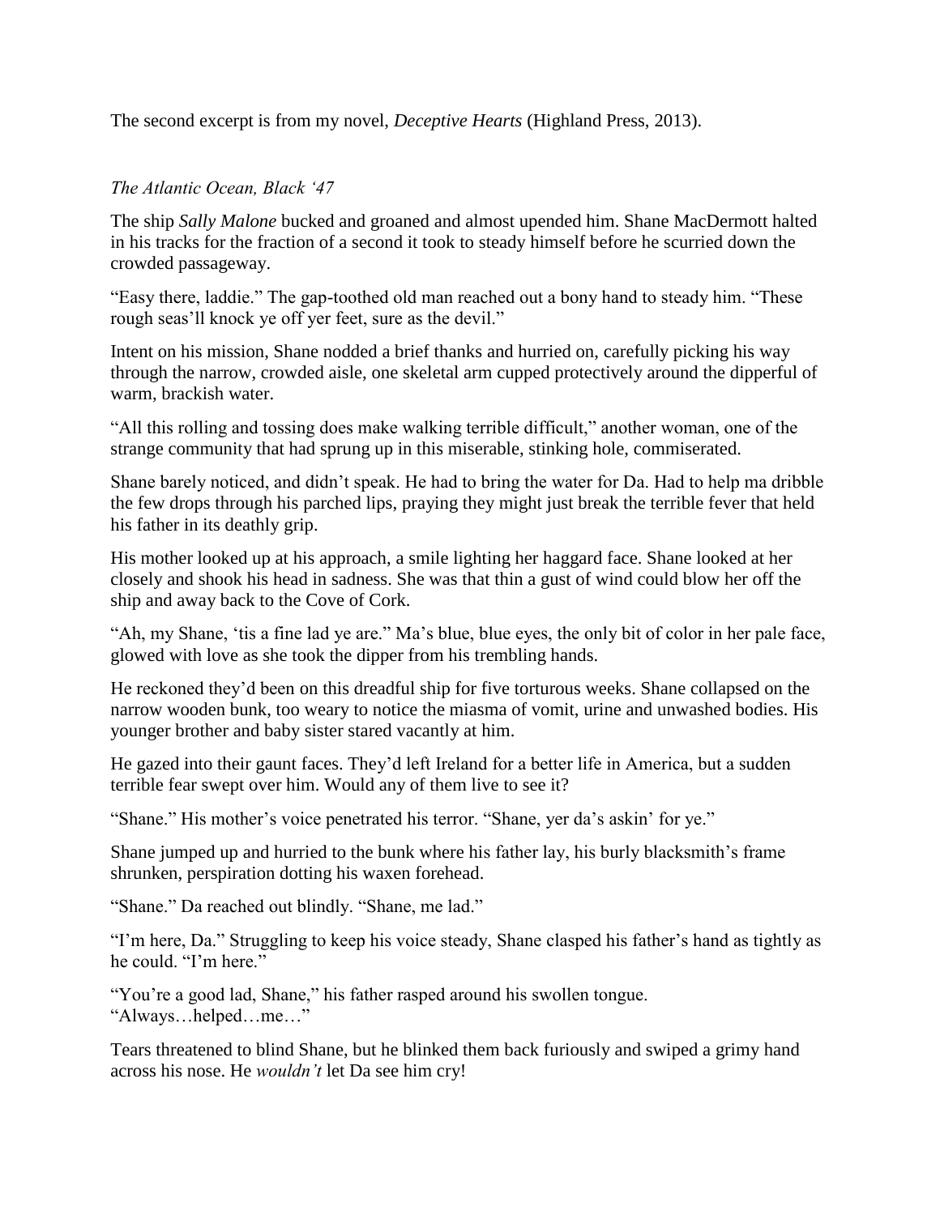The second excerpt is from my novel, *Deceptive Hearts* (Highland Press, 2013).

*The Atlantic Ocean, Black '47*

The ship *Sally Malone* bucked and groaned and almost upended him. Shane MacDermott halted in his tracks for the fraction of a second it took to steady himself before he scurried down the crowded passageway.

"Easy there, laddie." The gap-toothed old man reached out a bony hand to steady him. "These rough seas'll knock ye off yer feet, sure as the devil."

Intent on his mission, Shane nodded a brief thanks and hurried on, carefully picking his way through the narrow, crowded aisle, one skeletal arm cupped protectively around the dipperful of warm, brackish water.

"All this rolling and tossing does make walking terrible difficult," another woman, one of the strange community that had sprung up in this miserable, stinking hole, commiserated.

Shane barely noticed, and didn't speak. He had to bring the water for Da. Had to help ma dribble the few drops through his parched lips, praying they might just break the terrible fever that held his father in its deathly grip.

His mother looked up at his approach, a smile lighting her haggard face. Shane looked at her closely and shook his head in sadness. She was that thin a gust of wind could blow her off the ship and away back to the Cove of Cork.

"Ah, my Shane, 'tis a fine lad ye are." Ma's blue, blue eyes, the only bit of color in her pale face, glowed with love as she took the dipper from his trembling hands.

He reckoned they'd been on this dreadful ship for five torturous weeks. Shane collapsed on the narrow wooden bunk, too weary to notice the miasma of vomit, urine and unwashed bodies. His younger brother and baby sister stared vacantly at him.

He gazed into their gaunt faces. They'd left Ireland for a better life in America, but a sudden terrible fear swept over him. Would any of them live to see it?

"Shane." His mother's voice penetrated his terror. "Shane, yer da's askin' for ye."

Shane jumped up and hurried to the bunk where his father lay, his burly blacksmith's frame shrunken, perspiration dotting his waxen forehead.

"Shane." Da reached out blindly. "Shane, me lad."

"I'm here, Da." Struggling to keep his voice steady, Shane clasped his father's hand as tightly as he could. "I'm here."

"You're a good lad, Shane," his father rasped around his swollen tongue. "Always…helped…me…"

Tears threatened to blind Shane, but he blinked them back furiously and swiped a grimy hand across his nose. He *wouldn't* let Da see him cry!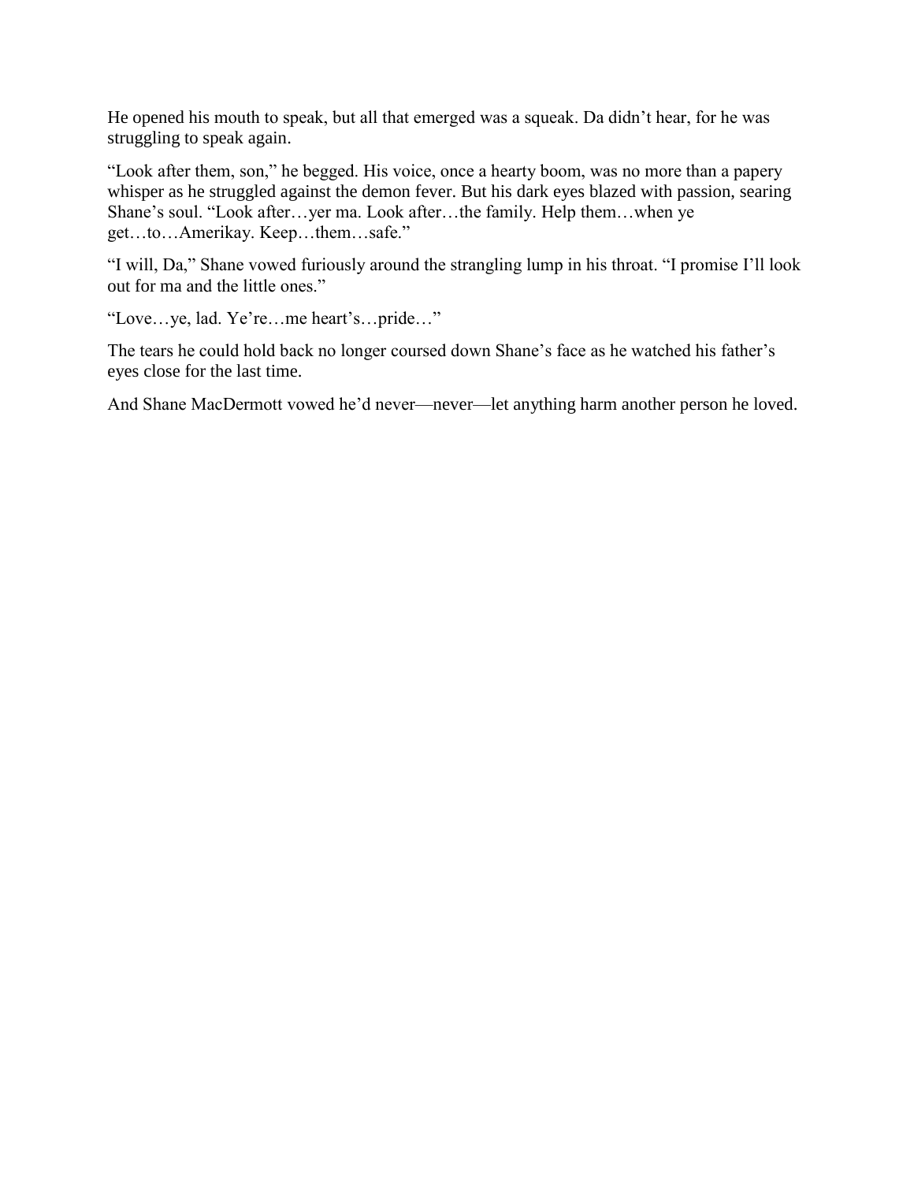He opened his mouth to speak, but all that emerged was a squeak. Da didn't hear, for he was struggling to speak again.

"Look after them, son," he begged. His voice, once a hearty boom, was no more than a papery whisper as he struggled against the demon fever. But his dark eyes blazed with passion, searing Shane's soul. "Look after…yer ma. Look after…the family. Help them…when ye get…to…Amerikay. Keep…them…safe."

"I will, Da," Shane vowed furiously around the strangling lump in his throat. "I promise I'll look out for ma and the little ones."

"Love…ye, lad. Ye're…me heart's…pride…"

The tears he could hold back no longer coursed down Shane's face as he watched his father's eyes close for the last time.

And Shane MacDermott vowed he'd never—never—let anything harm another person he loved.